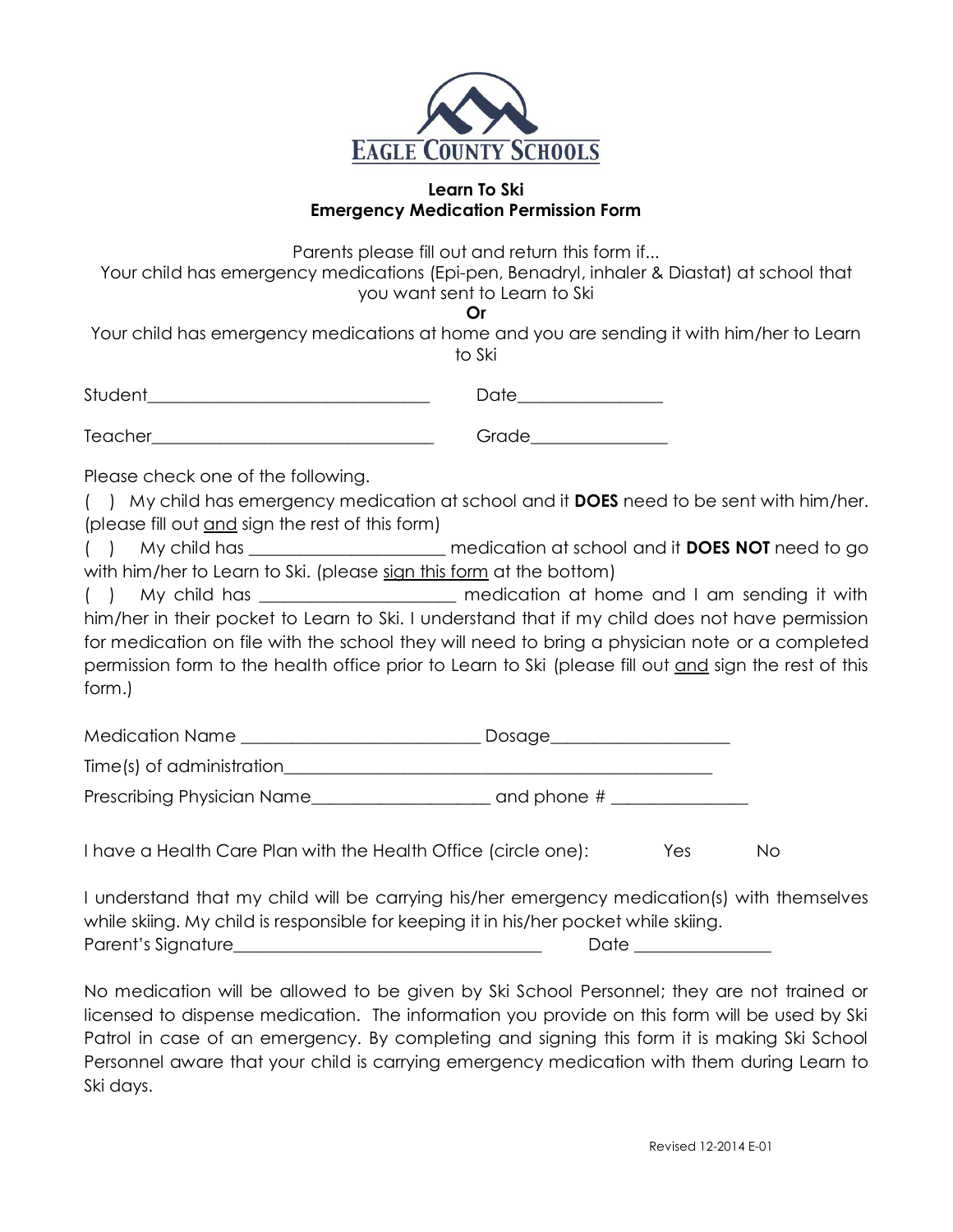**EAGLE COUNTY SCHOOLS**

## Learn To Ski
## Emergency Medication Permission Form

Parents please fill out and return this form if...
Your child has emergency medications (Epi-pen, Benadryl, inhaler & Diastat) at school that you want sent to Learn to Ski
**Or**
Your child has emergency medications at home and you are sending it with him/her to Learn to Ski

Student________________________________ Date________________

Teacher________________________________ Grade_______________

Please check one of the following.

( ) My child has emergency medication at school and it **DOES** need to be sent with him/her. (please fill out <u>and</u> sign the rest of this form)

( ) My child has ______________________ medication at school and it **DOES NOT** need to go with him/her to Learn to Ski. (please <u>sign this form</u> at the bottom)

( ) My child has ______________________ medication at home and I am sending it with him/her in their pocket to Learn to Ski. I understand that if my child does not have permission for medication on file with the school they will need to bring a physician note or a completed permission form to the health office prior to Learn to Ski (please fill out <u>and</u> sign the rest of this form.)

Medication Name ___________________________ Dosage____________________

Time(s) of administration__________________________________________________

Prescribing Physician Name____________________ and phone # _______________

I have a Health Care Plan with the Health Office (circle one): Yes No

I understand that my child will be carrying his/her emergency medication(s) with themselves while skiing. My child is responsible for keeping it in his/her pocket while skiing.
Parent's Signature___________________________________ Date _______________

No medication will be allowed to be given by Ski School Personnel; they are not trained or licensed to dispense medication. The information you provide on this form will be used by Ski Patrol in case of an emergency. By completing and signing this form it is making Ski School Personnel aware that your child is carrying emergency medication with them during Learn to Ski days.

Revised 12-2014 E-01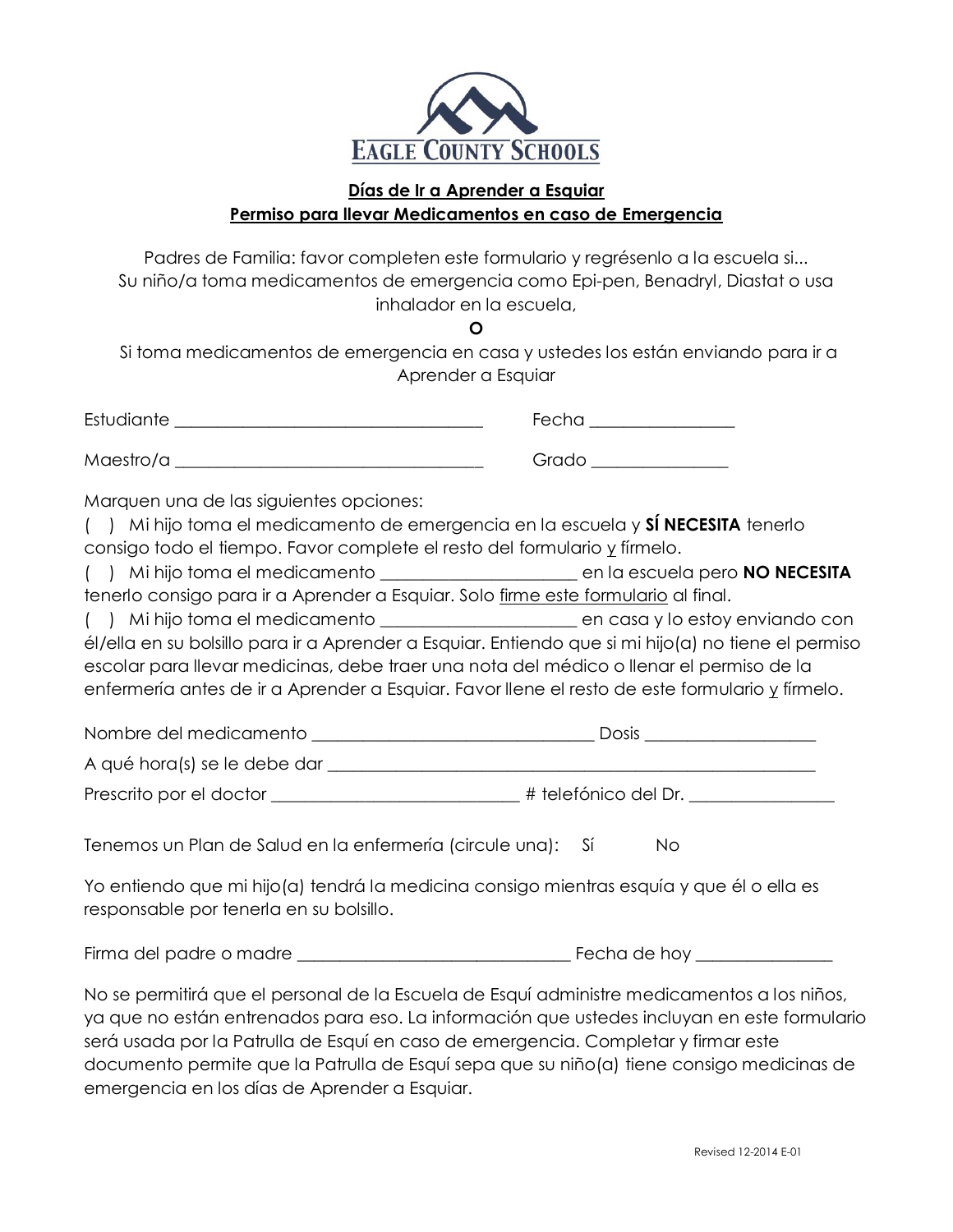EAGLE COUNTY SCHOOLS

**Días de Ir a Aprender a Esquiar**
**Permiso para llevar Medicamentos en caso de Emergencia**

Padres de Familia: favor completen este formulario y regrésenlo a la escuela si...
Su niño/a toma medicamentos de emergencia como Epi-pen, Benadryl, Diastat o usa inhalador en la escuela,

**O**

Si toma medicamentos de emergencia en casa y ustedes los están enviando para ir a Aprender a Esquiar

Estudiante ___________________________________ Fecha ________________

Maestro/a ___________________________________ Grado _______________

Marquen una de las siguientes opciones:

( ) Mi hijo toma el medicamento de emergencia en la escuela y **SÍ NECESITA** tenerlo consigo todo el tiempo. Favor complete el resto del formulario y fírmelo.

( ) Mi hijo toma el medicamento _______________________ en la escuela pero **NO NECESITA** tenerlo consigo para ir a Aprender a Esquiar. Solo firme este formulario al final.

( ) Mi hijo toma el medicamento _______________________ en casa y lo estoy enviando con él/ella en su bolsillo para ir a Aprender a Esquiar. Entiendo que si mi hijo(a) no tiene el permiso escolar para llevar medicinas, debe traer una nota del médico o llenar el permiso de la enfermería antes de ir a Aprender a Esquiar. Favor llene el resto de este formulario y fírmelo.

Nombre del medicamento _________________________________ Dosis ___________________

A qué hora(s) se le debe dar _________________________________________________________

Prescrito por el doctor _____________________________ # telefónico del Dr. ________________

Tenemos un Plan de Salud en la enfermería (circule una): Sí No

Yo entiendo que mi hijo(a) tendrá la medicina consigo mientras esquía y que él o ella es responsable por tenerla en su bolsillo.

Firma del padre o madre _______________________________ Fecha de hoy _______________

No se permitirá que el personal de la Escuela de Esquí administre medicamentos a los niños, ya que no están entrenados para eso. La información que ustedes incluyan en este formulario será usada por la Patrulla de Esquí en caso de emergencia. Completar y firmar este documento permite que la Patrulla de Esquí sepa que su niño(a) tiene consigo medicinas de emergencia en los días de Aprender a Esquiar.

Revised 12-2014 E-01